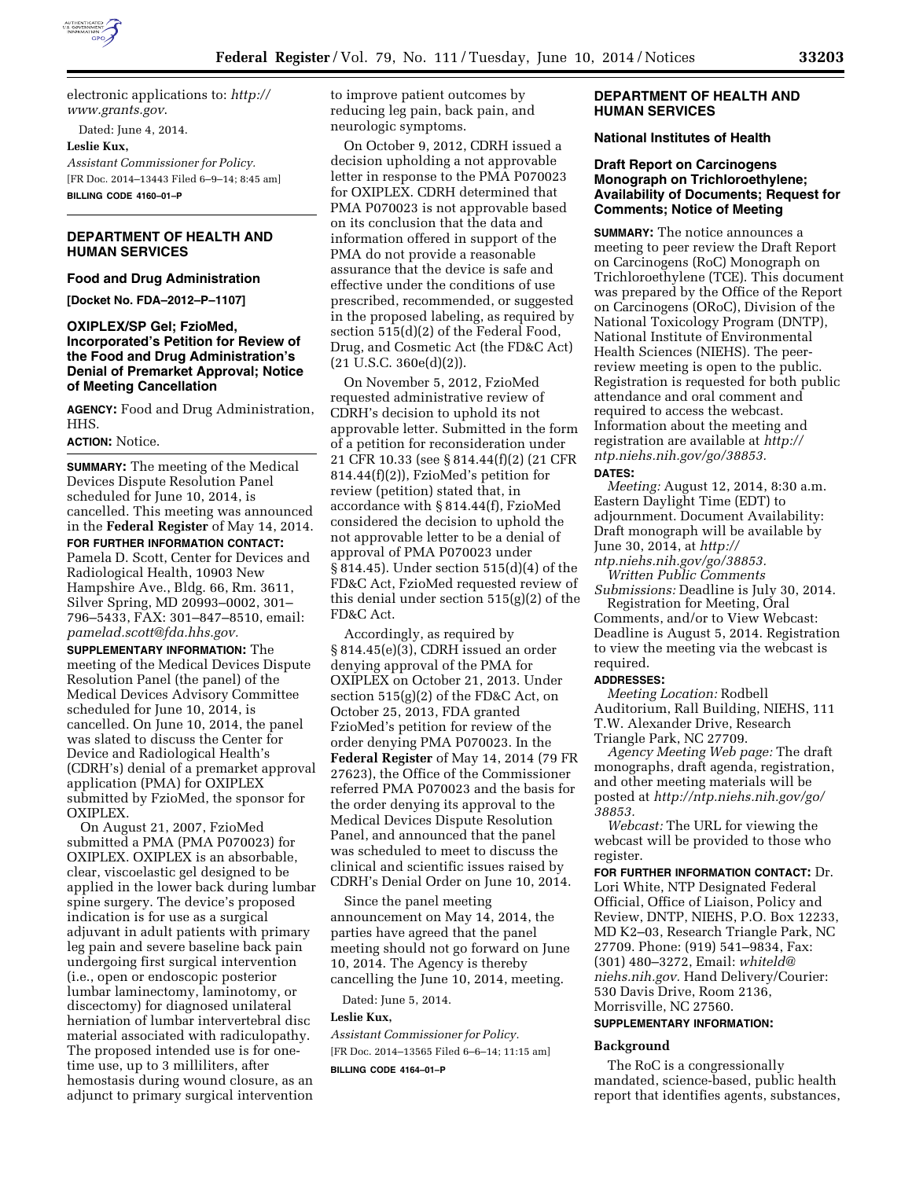electronic applications to: *http://www.grants.gov*.

Dated: June 4, 2014.

**Leslie Kux,**

*Assistant Commissioner for Policy.*

[FR Doc. 2014–13443 Filed 6–9–14; 8:45 am]

**BILLING CODE 4160–01–P**

---

## DEPARTMENT OF HEALTH AND HUMAN SERVICES

### Food and Drug Administration

**[Docket No. FDA–2012–P–1107]**

### OXIPLEX/SP Gel; FzioMed, Incorporated's Petition for Review of the Food and Drug Administration's Denial of Premarket Approval; Notice of Meeting Cancellation

**AGENCY:** Food and Drug Administration, HHS.

**ACTION:** Notice.

**SUMMARY:** The meeting of the Medical Devices Dispute Resolution Panel scheduled for June 10, 2014, is cancelled. This meeting was announced in the **Federal Register** of May 14, 2014.

**FOR FURTHER INFORMATION CONTACT:** Pamela D. Scott, Center for Devices and Radiological Health, 10903 New Hampshire Ave., Bldg. 66, Rm. 3611, Silver Spring, MD 20993–0002, 301–796–5433, FAX: 301–847–8510, email: *pamelad.scott@fda.hhs.gov*.

**SUPPLEMENTARY INFORMATION:** The meeting of the Medical Devices Dispute Resolution Panel (the panel) of the Medical Devices Advisory Committee scheduled for June 10, 2014, is cancelled. On June 10, 2014, the panel was slated to discuss the Center for Device and Radiological Health's (CDRH's) denial of a premarket approval application (PMA) for OXIPLEX submitted by FzioMed, the sponsor for OXIPLEX.

On August 21, 2007, FzioMed submitted a PMA (PMA P070023) for OXIPLEX. OXIPLEX is an absorbable, clear, viscoelastic gel designed to be applied in the lower back during lumbar spine surgery. The device's proposed indication is for use as a surgical adjuvant in adult patients with primary leg pain and severe baseline back pain undergoing first surgical intervention (i.e., open or endoscopic posterior lumbar laminectomy, laminotomy, or discectomy) for diagnosed unilateral herniation of lumbar intervertebral disc material associated with radiculopathy. The proposed intended use is for one-time use, up to 3 milliliters, after hemostasis during wound closure, as an adjunct to primary surgical intervention to improve patient outcomes by reducing leg pain, back pain, and neurologic symptoms.

On October 9, 2012, CDRH issued a decision upholding a not approvable letter in response to the PMA P070023 for OXIPLEX. CDRH determined that PMA P070023 is not approvable based on its conclusion that the data and information offered in support of the PMA do not provide a reasonable assurance that the device is safe and effective under the conditions of use prescribed, recommended, or suggested in the proposed labeling, as required by section 515(d)(2) of the Federal Food, Drug, and Cosmetic Act (the FD&C Act) (21 U.S.C. 360e(d)(2)).

On November 5, 2012, FzioMed requested administrative review of CDRH's decision to uphold its not approvable letter. Submitted in the form of a petition for reconsideration under 21 CFR 10.33 (see § 814.44(f)(2) (21 CFR 814.44(f)(2)), FzioMed's petition for review (petition) stated that, in accordance with § 814.44(f), FzioMed considered the decision to uphold the not approvable letter to be a denial of approval of PMA P070023 under § 814.45). Under section 515(d)(4) of the FD&C Act, FzioMed requested review of this denial under section 515(g)(2) of the FD&C Act.

Accordingly, as required by § 814.45(e)(3), CDRH issued an order denying approval of the PMA for OXIPLEX on October 21, 2013. Under section 515(g)(2) of the FD&C Act, on October 25, 2013, FDA granted FzioMed's petition for review of the order denying PMA P070023. In the **Federal Register** of May 14, 2014 (79 FR 27623), the Office of the Commissioner referred PMA P070023 and the basis for the order denying its approval to the Medical Devices Dispute Resolution Panel, and announced that the panel was scheduled to meet to discuss the clinical and scientific issues raised by CDRH's Denial Order on June 10, 2014.

Since the panel meeting announcement on May 14, 2014, the parties have agreed that the panel meeting should not go forward on June 10, 2014. The Agency is thereby cancelling the June 10, 2014, meeting.

Dated: June 5, 2014.

**Leslie Kux,**

*Assistant Commissioner for Policy.*

[FR Doc. 2014–13565 Filed 6–6–14; 11:15 am]

**BILLING CODE 4164–01–P**

---

## DEPARTMENT OF HEALTH AND HUMAN SERVICES

### National Institutes of Health

### Draft Report on Carcinogens Monograph on Trichloroethylene; Availability of Documents; Request for Comments; Notice of Meeting

**SUMMARY:** The notice announces a meeting to peer review the Draft Report on Carcinogens (RoC) Monograph on Trichloroethylene (TCE). This document was prepared by the Office of the Report on Carcinogens (ORoC), Division of the National Toxicology Program (DNTP), National Institute of Environmental Health Sciences (NIEHS). The peer-review meeting is open to the public. Registration is requested for both public attendance and oral comment and required to access the webcast. Information about the meeting and registration are available at *http://ntp.niehs.nih.gov/go/38853.*

**DATES:**

*Meeting:* August 12, 2014, 8:30 a.m. Eastern Daylight Time (EDT) to adjournment. Document Availability: Draft monograph will be available by June 30, 2014, at *http://ntp.niehs.nih.gov/go/38853.*

*Written Public Comments Submissions:* Deadline is July 30, 2014.

Registration for Meeting, Oral Comments, and/or to View Webcast: Deadline is August 5, 2014. Registration to view the meeting via the webcast is required.

**ADDRESSES:**

*Meeting Location:* Rodbell Auditorium, Rall Building, NIEHS, 111 T.W. Alexander Drive, Research Triangle Park, NC 27709.

*Agency Meeting Web page:* The draft monographs, draft agenda, registration, and other meeting materials will be posted at *http://ntp.niehs.nih.gov/go/38853.*

*Webcast:* The URL for viewing the webcast will be provided to those who register.

**FOR FURTHER INFORMATION CONTACT:** Dr. Lori White, NTP Designated Federal Official, Office of Liaison, Policy and Review, DNTP, NIEHS, P.O. Box 12233, MD K2–03, Research Triangle Park, NC 27709. Phone: (919) 541–9834, Fax: (301) 480–3272, Email: *whiteld@niehs.nih.gov*. Hand Delivery/Courier: 530 Davis Drive, Room 2136, Morrisville, NC 27560.

**SUPPLEMENTARY INFORMATION:**

#### Background

The RoC is a congressionally mandated, science-based, public health report that identifies agents, substances,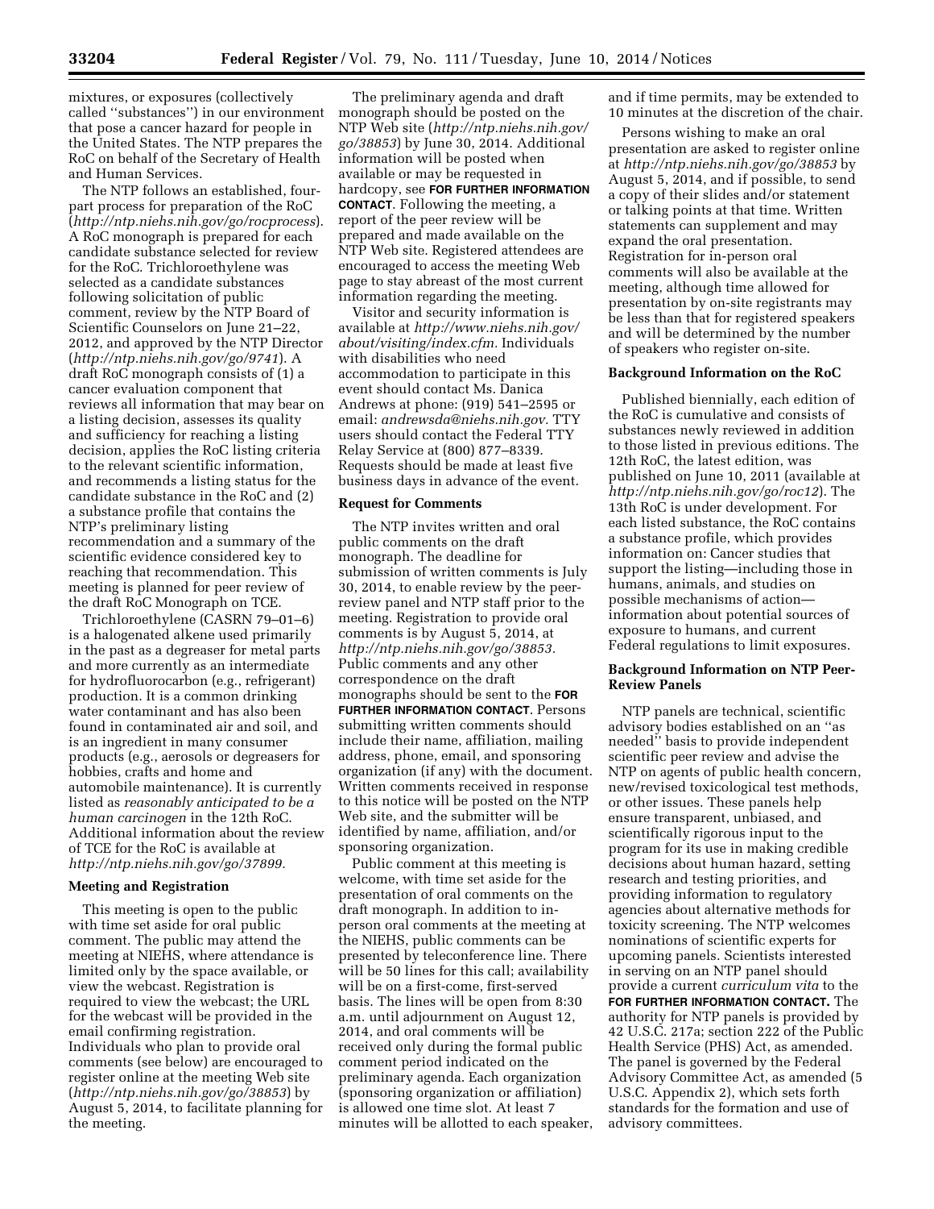mixtures, or exposures (collectively called ''substances'') in our environment that pose a cancer hazard for people in the United States. The NTP prepares the RoC on behalf of the Secretary of Health and Human Services.

The NTP follows an established, four-part process for preparation of the RoC (*http://ntp.niehs.nih.gov/go/rocprocess*). A RoC monograph is prepared for each candidate substance selected for review for the RoC. Trichloroethylene was selected as a candidate substances following solicitation of public comment, review by the NTP Board of Scientific Counselors on June 21–22, 2012, and approved by the NTP Director (*http://ntp.niehs.nih.gov/go/9741*). A draft RoC monograph consists of (1) a cancer evaluation component that reviews all information that may bear on a listing decision, assesses its quality and sufficiency for reaching a listing decision, applies the RoC listing criteria to the relevant scientific information, and recommends a listing status for the candidate substance in the RoC and (2) a substance profile that contains the NTP's preliminary listing recommendation and a summary of the scientific evidence considered key to reaching that recommendation. This meeting is planned for peer review of the draft RoC Monograph on TCE.

Trichloroethylene (CASRN 79–01–6) is a halogenated alkene used primarily in the past as a degreaser for metal parts and more currently as an intermediate for hydrofluorocarbon (e.g., refrigerant) production. It is a common drinking water contaminant and has also been found in contaminated air and soil, and is an ingredient in many consumer products (e.g., aerosols or degreasers for hobbies, crafts and home and automobile maintenance). It is currently listed as *reasonably anticipated to be a human carcinogen* in the 12th RoC. Additional information about the review of TCE for the RoC is available at *http://ntp.niehs.nih.gov/go/37899.*

**Meeting and Registration**

This meeting is open to the public with time set aside for oral public comment. The public may attend the meeting at NIEHS, where attendance is limited only by the space available, or view the webcast. Registration is required to view the webcast; the URL for the webcast will be provided in the email confirming registration. Individuals who plan to provide oral comments (see below) are encouraged to register online at the meeting Web site (*http://ntp.niehs.nih.gov/go/38853*) by August 5, 2014, to facilitate planning for the meeting.

The preliminary agenda and draft monograph should be posted on the NTP Web site (*http://ntp.niehs.nih.gov/go/38853*) by June 30, 2014. Additional information will be posted when available or may be requested in hardcopy, see **FOR FURTHER INFORMATION CONTACT**. Following the meeting, a report of the peer review will be prepared and made available on the NTP Web site. Registered attendees are encouraged to access the meeting Web page to stay abreast of the most current information regarding the meeting.

Visitor and security information is available at *http://www.niehs.nih.gov/about/visiting/index.cfm.* Individuals with disabilities who need accommodation to participate in this event should contact Ms. Danica Andrews at phone: (919) 541–2595 or email: *andrewsda@niehs.nih.gov.* TTY users should contact the Federal TTY Relay Service at (800) 877–8339. Requests should be made at least five business days in advance of the event.

**Request for Comments**

The NTP invites written and oral public comments on the draft monograph. The deadline for submission of written comments is July 30, 2014, to enable review by the peer-review panel and NTP staff prior to the meeting. Registration to provide oral comments is by August 5, 2014, at *http://ntp.niehs.nih.gov/go/38853.* Public comments and any other correspondence on the draft monographs should be sent to the **FOR FURTHER INFORMATION CONTACT**. Persons submitting written comments should include their name, affiliation, mailing address, phone, email, and sponsoring organization (if any) with the document. Written comments received in response to this notice will be posted on the NTP Web site, and the submitter will be identified by name, affiliation, and/or sponsoring organization.

Public comment at this meeting is welcome, with time set aside for the presentation of oral comments on the draft monograph. In addition to in-person oral comments at the meeting at the NIEHS, public comments can be presented by teleconference line. There will be 50 lines for this call; availability will be on a first-come, first-served basis. The lines will be open from 8:30 a.m. until adjournment on August 12, 2014, and oral comments will be received only during the formal public comment period indicated on the preliminary agenda. Each organization (sponsoring organization or affiliation) is allowed one time slot. At least 7 minutes will be allotted to each speaker, and if time permits, may be extended to 10 minutes at the discretion of the chair.

Persons wishing to make an oral presentation are asked to register online at *http://ntp.niehs.nih.gov/go/38853* by August 5, 2014, and if possible, to send a copy of their slides and/or statement or talking points at that time. Written statements can supplement and may expand the oral presentation. Registration for in-person oral comments will also be available at the meeting, although time allowed for presentation by on-site registrants may be less than that for registered speakers and will be determined by the number of speakers who register on-site.

**Background Information on the RoC**

Published biennially, each edition of the RoC is cumulative and consists of substances newly reviewed in addition to those listed in previous editions. The 12th RoC, the latest edition, was published on June 10, 2011 (available at *http://ntp.niehs.nih.gov/go/roc12*). The 13th RoC is under development. For each listed substance, the RoC contains a substance profile, which provides information on: Cancer studies that support the listing—including those in humans, animals, and studies on possible mechanisms of action—information about potential sources of exposure to humans, and current Federal regulations to limit exposures.

**Background Information on NTP Peer-Review Panels**

NTP panels are technical, scientific advisory bodies established on an ''as needed'' basis to provide independent scientific peer review and advise the NTP on agents of public health concern, new/revised toxicological test methods, or other issues. These panels help ensure transparent, unbiased, and scientifically rigorous input to the program for its use in making credible decisions about human hazard, setting research and testing priorities, and providing information to regulatory agencies about alternative methods for toxicity screening. The NTP welcomes nominations of scientific experts for upcoming panels. Scientists interested in serving on an NTP panel should provide a current *curriculum vita* to the **FOR FURTHER INFORMATION CONTACT.** The authority for NTP panels is provided by 42 U.S.C. 217a; section 222 of the Public Health Service (PHS) Act, as amended. The panel is governed by the Federal Advisory Committee Act, as amended (5 U.S.C. Appendix 2), which sets forth standards for the formation and use of advisory committees.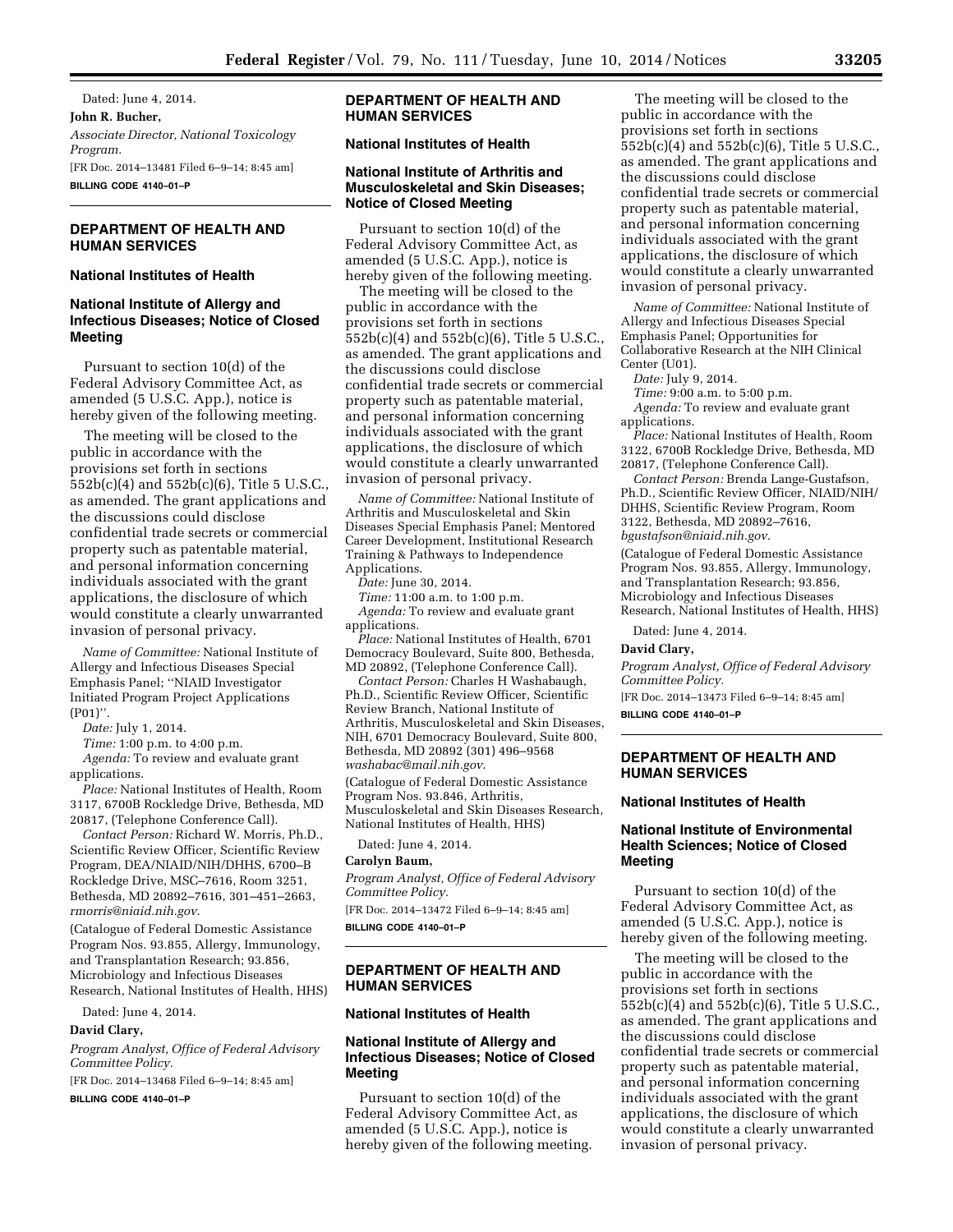Dated: June 4, 2014.

**John R. Bucher,**

*Associate Director, National Toxicology Program.*

[FR Doc. 2014–13481 Filed 6–9–14; 8:45 am]

**BILLING CODE 4140–01–P**

---

## DEPARTMENT OF HEALTH AND HUMAN SERVICES

### National Institutes of Health

### National Institute of Allergy and Infectious Diseases; Notice of Closed Meeting

Pursuant to section 10(d) of the Federal Advisory Committee Act, as amended (5 U.S.C. App.), notice is hereby given of the following meeting.

The meeting will be closed to the public in accordance with the provisions set forth in sections 552b(c)(4) and 552b(c)(6), Title 5 U.S.C., as amended. The grant applications and the discussions could disclose confidential trade secrets or commercial property such as patentable material, and personal information concerning individuals associated with the grant applications, the disclosure of which would constitute a clearly unwarranted invasion of personal privacy.

*Name of Committee:* National Institute of Allergy and Infectious Diseases Special Emphasis Panel; ''NIAID Investigator Initiated Program Project Applications (P01)''.

*Date:* July 1, 2014.

*Time:* 1:00 p.m. to 4:00 p.m.

*Agenda:* To review and evaluate grant applications.

*Place:* National Institutes of Health, Room 3117, 6700B Rockledge Drive, Bethesda, MD 20817, (Telephone Conference Call).

*Contact Person:* Richard W. Morris, Ph.D., Scientific Review Officer, Scientific Review Program, DEA/NIAID/NIH/DHHS, 6700–B Rockledge Drive, MSC–7616, Room 3251, Bethesda, MD 20892–7616, 301–451–2663, *rmorris@niaid.nih.gov*.

(Catalogue of Federal Domestic Assistance Program Nos. 93.855, Allergy, Immunology, and Transplantation Research; 93.856, Microbiology and Infectious Diseases Research, National Institutes of Health, HHS)

Dated: June 4, 2014.

**David Clary,**

*Program Analyst, Office of Federal Advisory Committee Policy.*

[FR Doc. 2014–13468 Filed 6–9–14; 8:45 am]

**BILLING CODE 4140–01–P**

---

## DEPARTMENT OF HEALTH AND HUMAN SERVICES

### National Institutes of Health

### National Institute of Arthritis and Musculoskeletal and Skin Diseases; Notice of Closed Meeting

Pursuant to section 10(d) of the Federal Advisory Committee Act, as amended (5 U.S.C. App.), notice is hereby given of the following meeting.

The meeting will be closed to the public in accordance with the provisions set forth in sections 552b(c)(4) and 552b(c)(6), Title 5 U.S.C., as amended. The grant applications and the discussions could disclose confidential trade secrets or commercial property such as patentable material, and personal information concerning individuals associated with the grant applications, the disclosure of which would constitute a clearly unwarranted invasion of personal privacy.

*Name of Committee:* National Institute of Arthritis and Musculoskeletal and Skin Diseases Special Emphasis Panel; Mentored Career Development, Institutional Research Training & Pathways to Independence Applications.

*Date:* June 30, 2014.

*Time:* 11:00 a.m. to 1:00 p.m.

*Agenda:* To review and evaluate grant applications.

*Place:* National Institutes of Health, 6701 Democracy Boulevard, Suite 800, Bethesda, MD 20892, (Telephone Conference Call).

*Contact Person:* Charles H Washabaugh, Ph.D., Scientific Review Officer, Scientific Review Branch, National Institute of Arthritis, Musculoskeletal and Skin Diseases, NIH, 6701 Democracy Boulevard, Suite 800, Bethesda, MD 20892 (301) 496–9568 *washabac@mail.nih.gov*.

(Catalogue of Federal Domestic Assistance Program Nos. 93.846, Arthritis, Musculoskeletal and Skin Diseases Research, National Institutes of Health, HHS)

Dated: June 4, 2014.

**Carolyn Baum,**

*Program Analyst, Office of Federal Advisory Committee Policy.*

[FR Doc. 2014–13472 Filed 6–9–14; 8:45 am]

**BILLING CODE 4140–01–P**

---

## DEPARTMENT OF HEALTH AND HUMAN SERVICES

### National Institutes of Health

### National Institute of Allergy and Infectious Diseases; Notice of Closed Meeting

Pursuant to section 10(d) of the Federal Advisory Committee Act, as amended (5 U.S.C. App.), notice is hereby given of the following meeting.

The meeting will be closed to the public in accordance with the provisions set forth in sections 552b(c)(4) and 552b(c)(6), Title 5 U.S.C., as amended. The grant applications and the discussions could disclose confidential trade secrets or commercial property such as patentable material, and personal information concerning individuals associated with the grant applications, the disclosure of which would constitute a clearly unwarranted invasion of personal privacy.

*Name of Committee:* National Institute of Allergy and Infectious Diseases Special Emphasis Panel; Opportunities for Collaborative Research at the NIH Clinical Center (U01).

*Date:* July 9, 2014.

*Time:* 9:00 a.m. to 5:00 p.m.

*Agenda:* To review and evaluate grant applications.

*Place:* National Institutes of Health, Room 3122, 6700B Rockledge Drive, Bethesda, MD 20817, (Telephone Conference Call).

*Contact Person:* Brenda Lange-Gustafson, Ph.D., Scientific Review Officer, NIAID/NIH/DHHS, Scientific Review Program, Room 3122, Bethesda, MD 20892–7616, *bgustafson@niaid.nih.gov*.

(Catalogue of Federal Domestic Assistance Program Nos. 93.855, Allergy, Immunology, and Transplantation Research; 93.856, Microbiology and Infectious Diseases Research, National Institutes of Health, HHS)

Dated: June 4, 2014.

**David Clary,**

*Program Analyst, Office of Federal Advisory Committee Policy.*

[FR Doc. 2014–13473 Filed 6–9–14; 8:45 am]

**BILLING CODE 4140–01–P**

---

## DEPARTMENT OF HEALTH AND HUMAN SERVICES

### National Institutes of Health

### National Institute of Environmental Health Sciences; Notice of Closed Meeting

Pursuant to section 10(d) of the Federal Advisory Committee Act, as amended (5 U.S.C. App.), notice is hereby given of the following meeting.

The meeting will be closed to the public in accordance with the provisions set forth in sections 552b(c)(4) and 552b(c)(6), Title 5 U.S.C., as amended. The grant applications and the discussions could disclose confidential trade secrets or commercial property such as patentable material, and personal information concerning individuals associated with the grant applications, the disclosure of which would constitute a clearly unwarranted invasion of personal privacy.